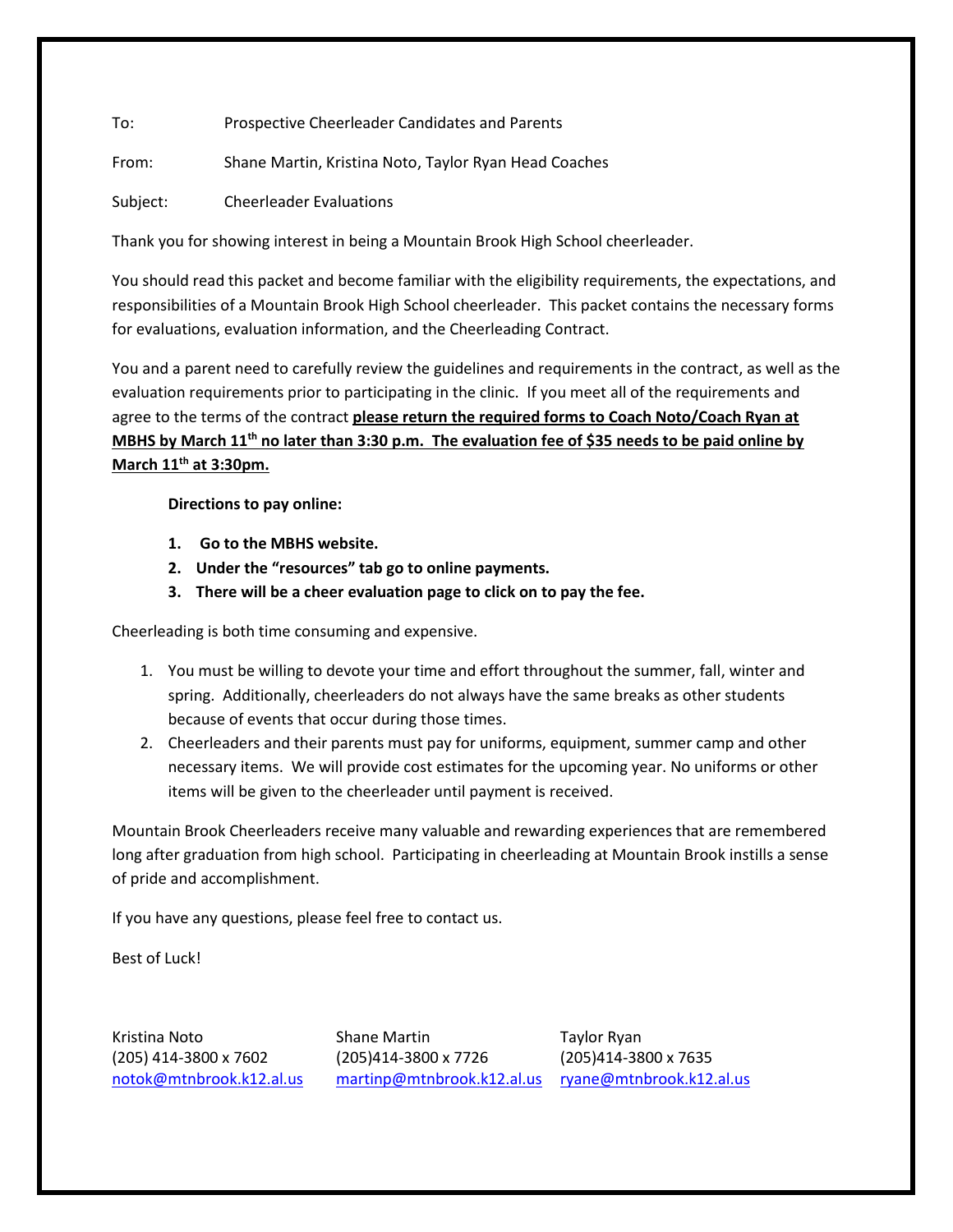To: Prospective Cheerleader Candidates and Parents

From: Shane Martin, Kristina Noto, Taylor Ryan Head Coaches

Subject: Cheerleader Evaluations

Thank you for showing interest in being a Mountain Brook High School cheerleader.

You should read this packet and become familiar with the eligibility requirements, the expectations, and responsibilities of a Mountain Brook High School cheerleader. This packet contains the necessary forms for evaluations, evaluation information, and the Cheerleading Contract.

You and a parent need to carefully review the guidelines and requirements in the contract, as well as the evaluation requirements prior to participating in the clinic. If you meet all of the requirements and agree to the terms of the contract **please return the required forms to Coach Noto/Coach Ryan at MBHS by March 11th no later than 3:30 p.m. The evaluation fee of $35 needs to be paid online by March 11th at 3:30pm.**

**Directions to pay online:**

1. **Go to the MBHS website.**
2. **Under the "resources" tab go to online payments.**
3. **There will be a cheer evaluation page to click on to pay the fee.**

Cheerleading is both time consuming and expensive.

1. You must be willing to devote your time and effort throughout the summer, fall, winter and spring. Additionally, cheerleaders do not always have the same breaks as other students because of events that occur during those times.
2. Cheerleaders and their parents must pay for uniforms, equipment, summer camp and other necessary items. We will provide cost estimates for the upcoming year. No uniforms or other items will be given to the cheerleader until payment is received.

Mountain Brook Cheerleaders receive many valuable and rewarding experiences that are remembered long after graduation from high school. Participating in cheerleading at Mountain Brook instills a sense of pride and accomplishment.

If you have any questions, please feel free to contact us.

Best of Luck!

Kristina Noto
(205) 414-3800 x 7602
notok@mtnbrook.k12.al.us

Shane Martin
(205)414-3800 x 7726
martinp@mtnbrook.k12.al.us

Taylor Ryan
(205)414-3800 x 7635
ryane@mtnbrook.k12.al.us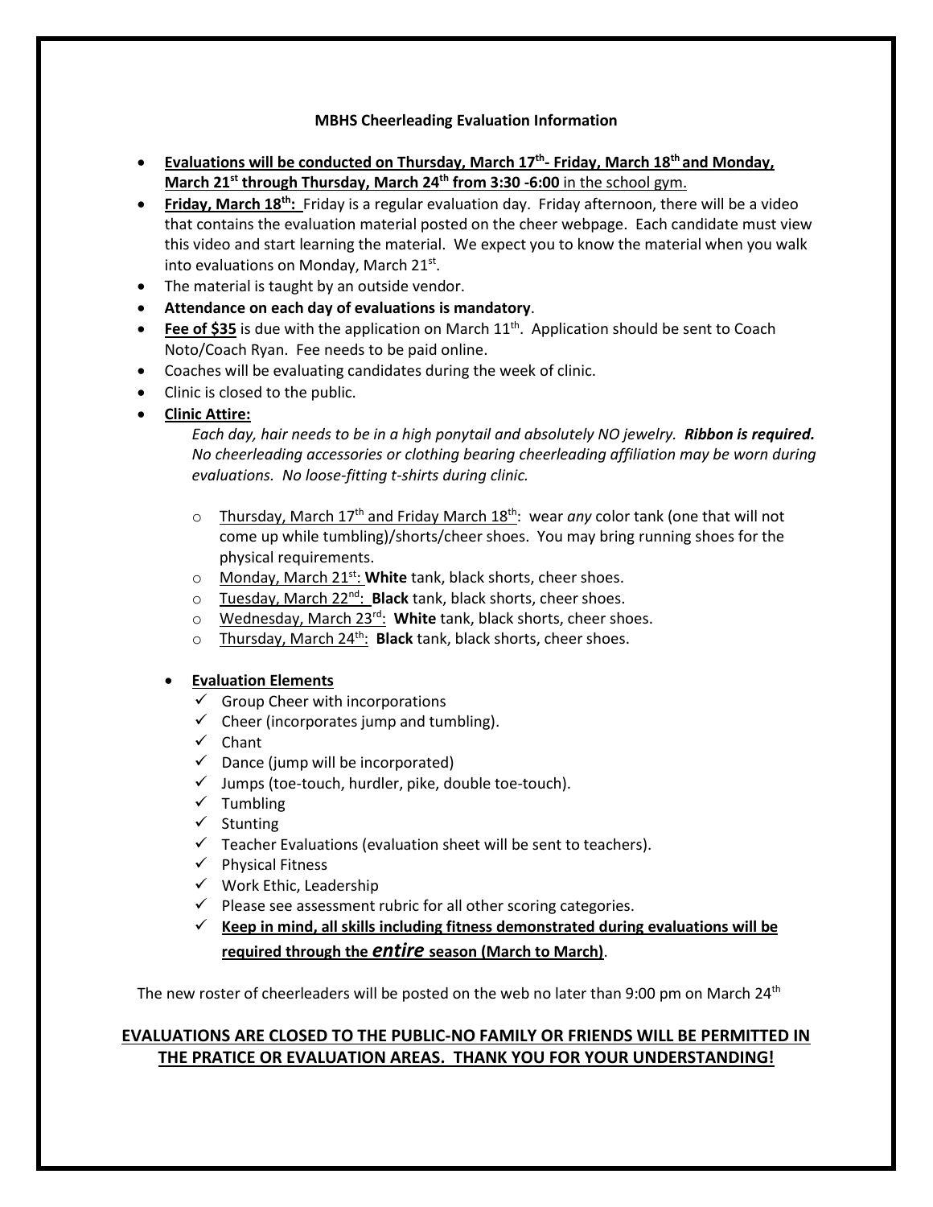**MBHS Cheerleading Evaluation Information**

- **Evaluations will be conducted on Thursday, March 17th- Friday, March 18th and Monday, March 21st through Thursday, March 24th from 3:30 -6:00** in the school gym.
- **Friday, March 18th:** Friday is a regular evaluation day. Friday afternoon, there will be a video that contains the evaluation material posted on the cheer webpage. Each candidate must view this video and start learning the material. We expect you to know the material when you walk into evaluations on Monday, March 21st.
- The material is taught by an outside vendor.
- **Attendance on each day of evaluations is mandatory**.
- **Fee of $35** is due with the application on March 11th. Application should be sent to Coach Noto/Coach Ryan. Fee needs to be paid online.
- Coaches will be evaluating candidates during the week of clinic.
- Clinic is closed to the public.
- **Clinic Attire:**

  *Each day, hair needs to be in a high ponytail and absolutely NO jewelry.* ***Ribbon is required.*** *No cheerleading accessories or clothing bearing cheerleading affiliation may be worn during evaluations. No loose-fitting t-shirts during clinic.*

  - Thursday, March 17th and Friday March 18th: wear *any* color tank (one that will not come up while tumbling)/shorts/cheer shoes. You may bring running shoes for the physical requirements.
  - Monday, March 21st: **White** tank, black shorts, cheer shoes.
  - Tuesday, March 22nd: **Black** tank, black shorts, cheer shoes.
  - Wednesday, March 23rd: **White** tank, black shorts, cheer shoes.
  - Thursday, March 24th: **Black** tank, black shorts, cheer shoes.

- **Evaluation Elements**
  - ✓ Group Cheer with incorporations
  - ✓ Cheer (incorporates jump and tumbling).
  - ✓ Chant
  - ✓ Dance (jump will be incorporated)
  - ✓ Jumps (toe-touch, hurdler, pike, double toe-touch).
  - ✓ Tumbling
  - ✓ Stunting
  - ✓ Teacher Evaluations (evaluation sheet will be sent to teachers).
  - ✓ Physical Fitness
  - ✓ Work Ethic, Leadership
  - ✓ Please see assessment rubric for all other scoring categories.
  - ✓ **Keep in mind, all skills including fitness demonstrated during evaluations will be required through the *entire* season (March to March)**.

The new roster of cheerleaders will be posted on the web no later than 9:00 pm on March 24th

**EVALUATIONS ARE CLOSED TO THE PUBLIC-NO FAMILY OR FRIENDS WILL BE PERMITTED IN THE PRATICE OR EVALUATION AREAS. THANK YOU FOR YOUR UNDERSTANDING!**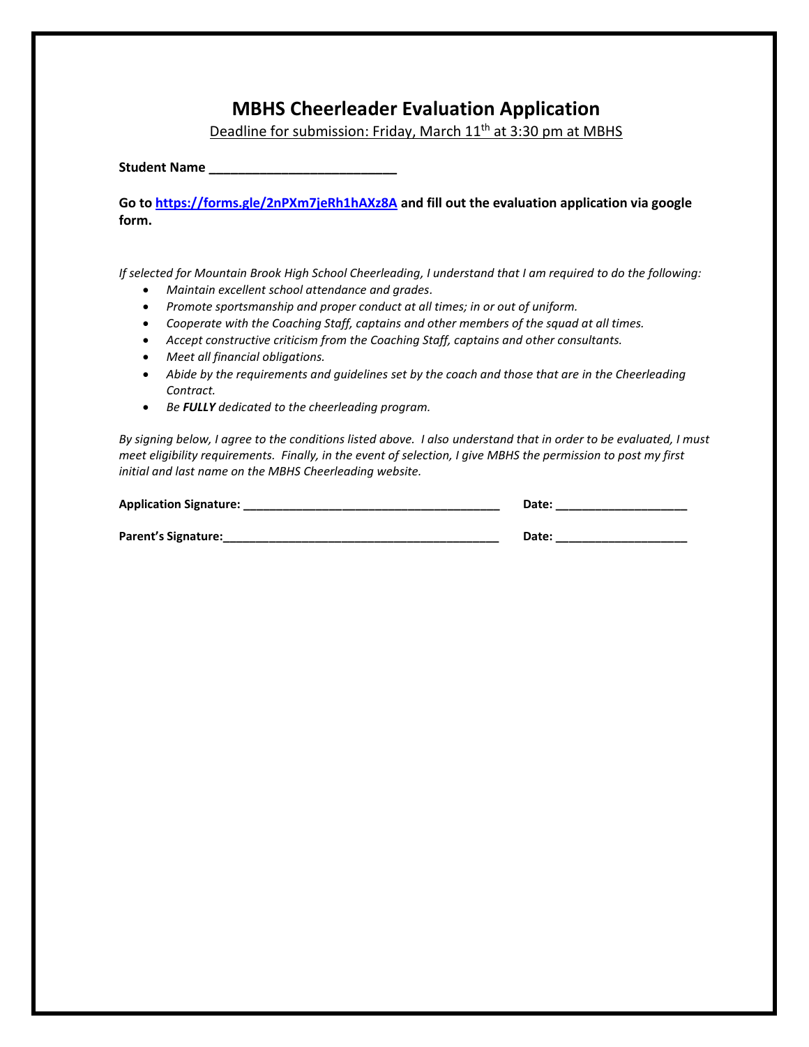# MBHS Cheerleader Evaluation Application

<u>Deadline for submission: Friday, March 11th at 3:30 pm at MBHS</u>

**Student Name \_\_\_\_\_\_\_\_\_\_\_\_\_\_\_\_\_\_\_\_\_\_\_\_\_\_\_\_**

**Go to [https://forms.gle/2nPXm7jeRh1hAXz8A](https://forms.gle/2nPXm7jeRh1hAXz8A) and fill out the evaluation application via google form.**

*If selected for Mountain Brook High School Cheerleading, I understand that I am required to do the following:*

- *Maintain excellent school attendance and grades.*
- *Promote sportsmanship and proper conduct at all times; in or out of uniform.*
- *Cooperate with the Coaching Staff, captains and other members of the squad at all times.*
- *Accept constructive criticism from the Coaching Staff, captains and other consultants.*
- *Meet all financial obligations.*
- *Abide by the requirements and guidelines set by the coach and those that are in the Cheerleading Contract.*
- *Be **FULLY** dedicated to the cheerleading program.*

*By signing below, I agree to the conditions listed above. I also understand that in order to be evaluated, I must meet eligibility requirements. Finally, in the event of selection, I give MBHS the permission to post my first initial and last name on the MBHS Cheerleading website.*

**Application Signature: \_\_\_\_\_\_\_\_\_\_\_\_\_\_\_\_\_\_\_\_\_\_\_\_\_\_\_\_\_\_\_\_\_\_\_\_\_\_\_\_ Date: \_\_\_\_\_\_\_\_\_\_\_\_\_\_\_\_\_\_\_\_**

**Parent's Signature:\_\_\_\_\_\_\_\_\_\_\_\_\_\_\_\_\_\_\_\_\_\_\_\_\_\_\_\_\_\_\_\_\_\_\_\_\_\_\_\_\_\_\_ Date: \_\_\_\_\_\_\_\_\_\_\_\_\_\_\_\_\_\_\_\_**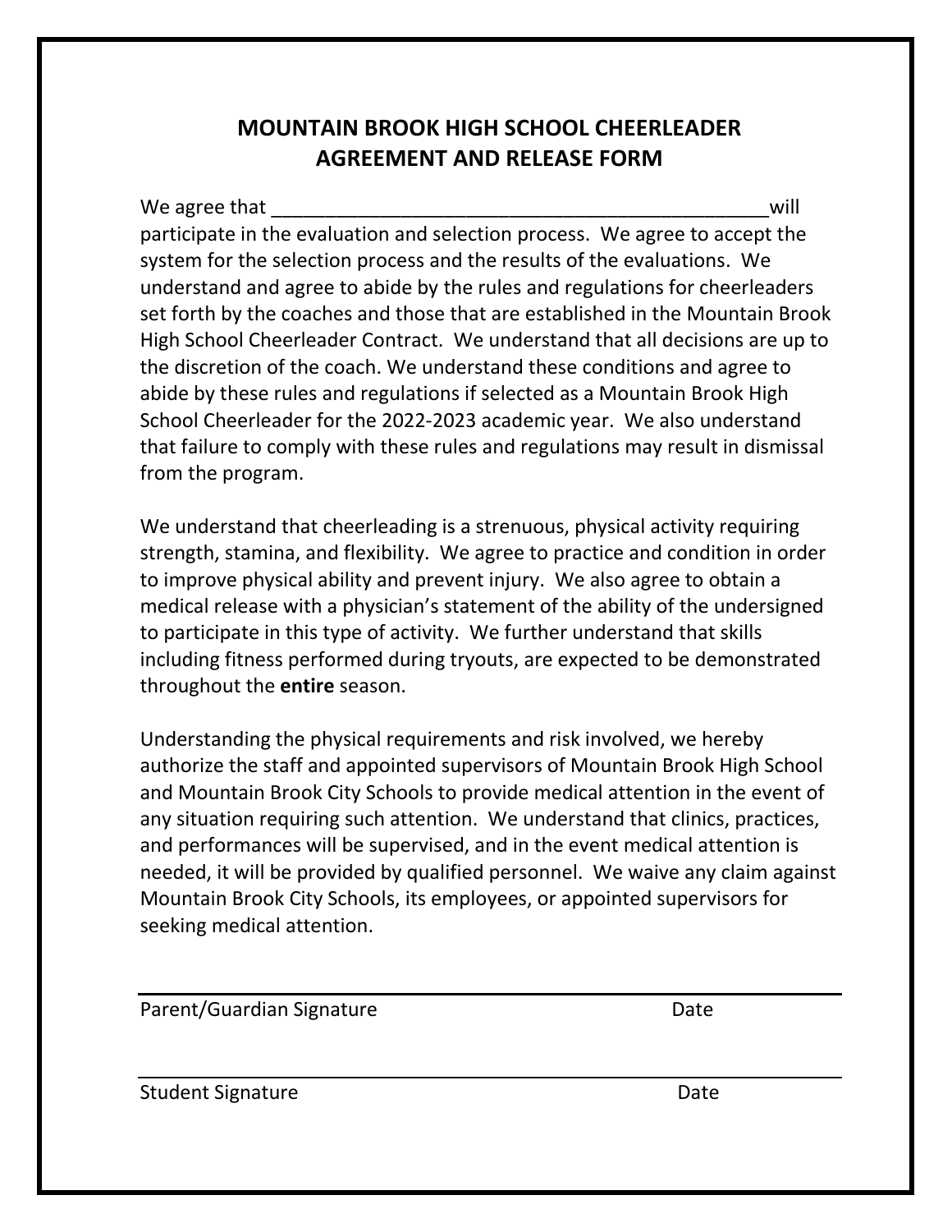# MOUNTAIN BROOK HIGH SCHOOL CHEERLEADER AGREEMENT AND RELEASE FORM

We agree that _______________________________________________will participate in the evaluation and selection process. We agree to accept the system for the selection process and the results of the evaluations. We understand and agree to abide by the rules and regulations for cheerleaders set forth by the coaches and those that are established in the Mountain Brook High School Cheerleader Contract. We understand that all decisions are up to the discretion of the coach. We understand these conditions and agree to abide by these rules and regulations if selected as a Mountain Brook High School Cheerleader for the 2022-2023 academic year. We also understand that failure to comply with these rules and regulations may result in dismissal from the program.

We understand that cheerleading is a strenuous, physical activity requiring strength, stamina, and flexibility. We agree to practice and condition in order to improve physical ability and prevent injury. We also agree to obtain a medical release with a physician's statement of the ability of the undersigned to participate in this type of activity. We further understand that skills including fitness performed during tryouts, are expected to be demonstrated throughout the **entire** season.

Understanding the physical requirements and risk involved, we hereby authorize the staff and appointed supervisors of Mountain Brook High School and Mountain Brook City Schools to provide medical attention in the event of any situation requiring such attention. We understand that clinics, practices, and performances will be supervised, and in the event medical attention is needed, it will be provided by qualified personnel. We waive any claim against Mountain Brook City Schools, its employees, or appointed supervisors for seeking medical attention.

_______________________________________________

Parent/Guardian Signature Date

_______________________________________________

Student Signature Date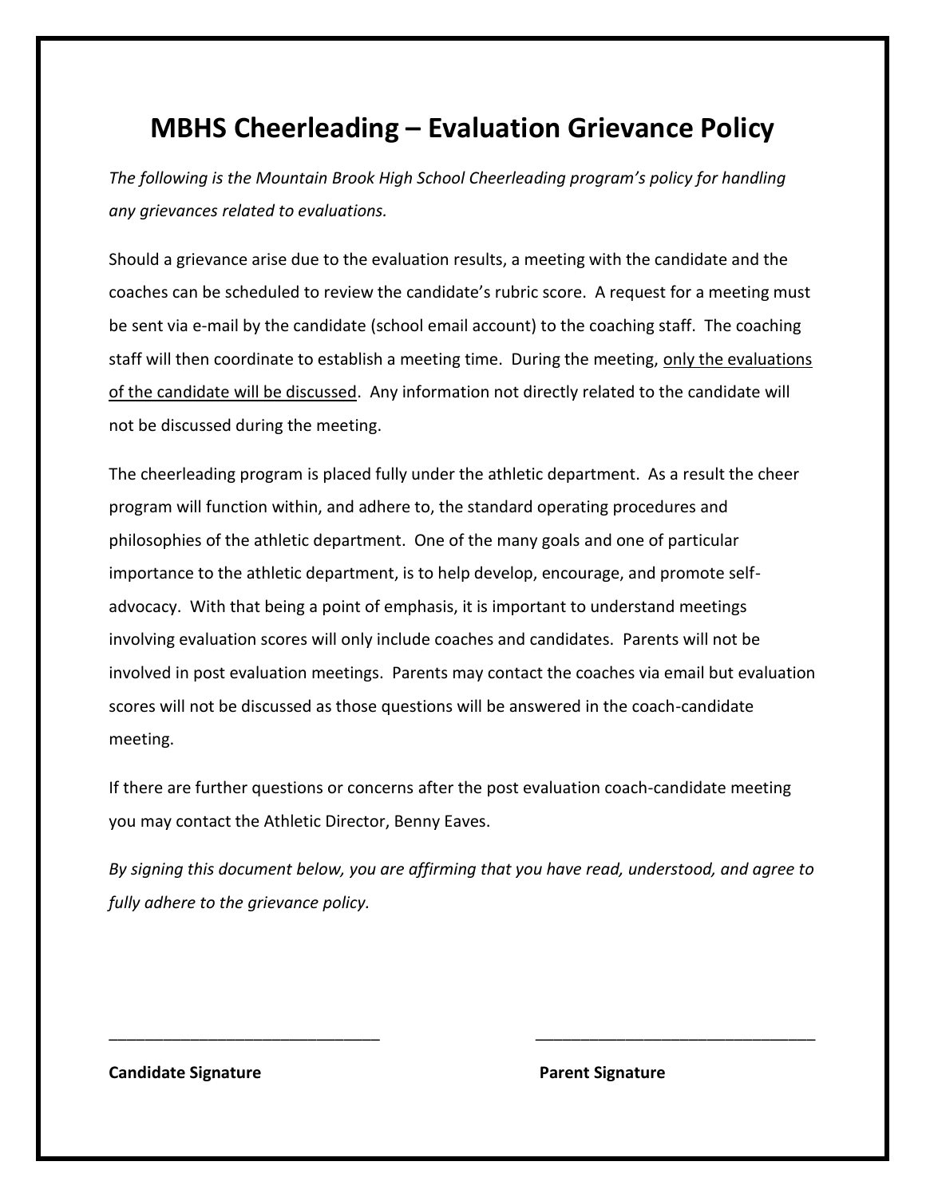# MBHS Cheerleading – Evaluation Grievance Policy

*The following is the Mountain Brook High School Cheerleading program's policy for handling any grievances related to evaluations.*

Should a grievance arise due to the evaluation results, a meeting with the candidate and the coaches can be scheduled to review the candidate's rubric score. A request for a meeting must be sent via e-mail by the candidate (school email account) to the coaching staff. The coaching staff will then coordinate to establish a meeting time. During the meeting, <u>only the evaluations of the candidate will be discussed</u>. Any information not directly related to the candidate will not be discussed during the meeting.

The cheerleading program is placed fully under the athletic department. As a result the cheer program will function within, and adhere to, the standard operating procedures and philosophies of the athletic department. One of the many goals and one of particular importance to the athletic department, is to help develop, encourage, and promote self-advocacy. With that being a point of emphasis, it is important to understand meetings involving evaluation scores will only include coaches and candidates. Parents will not be involved in post evaluation meetings. Parents may contact the coaches via email but evaluation scores will not be discussed as those questions will be answered in the coach-candidate meeting.

If there are further questions or concerns after the post evaluation coach-candidate meeting you may contact the Athletic Director, Benny Eaves.

*By signing this document below, you are affirming that you have read, understood, and agree to fully adhere to the grievance policy.*

\_\_\_\_\_\_\_\_\_\_\_\_\_\_\_\_\_\_\_\_\_\_\_\_\_\_\_\_\_\_ \_\_\_\_\_\_\_\_\_\_\_\_\_\_\_\_\_\_\_\_\_\_\_\_\_\_\_\_\_\_

**Candidate Signature** **Parent Signature**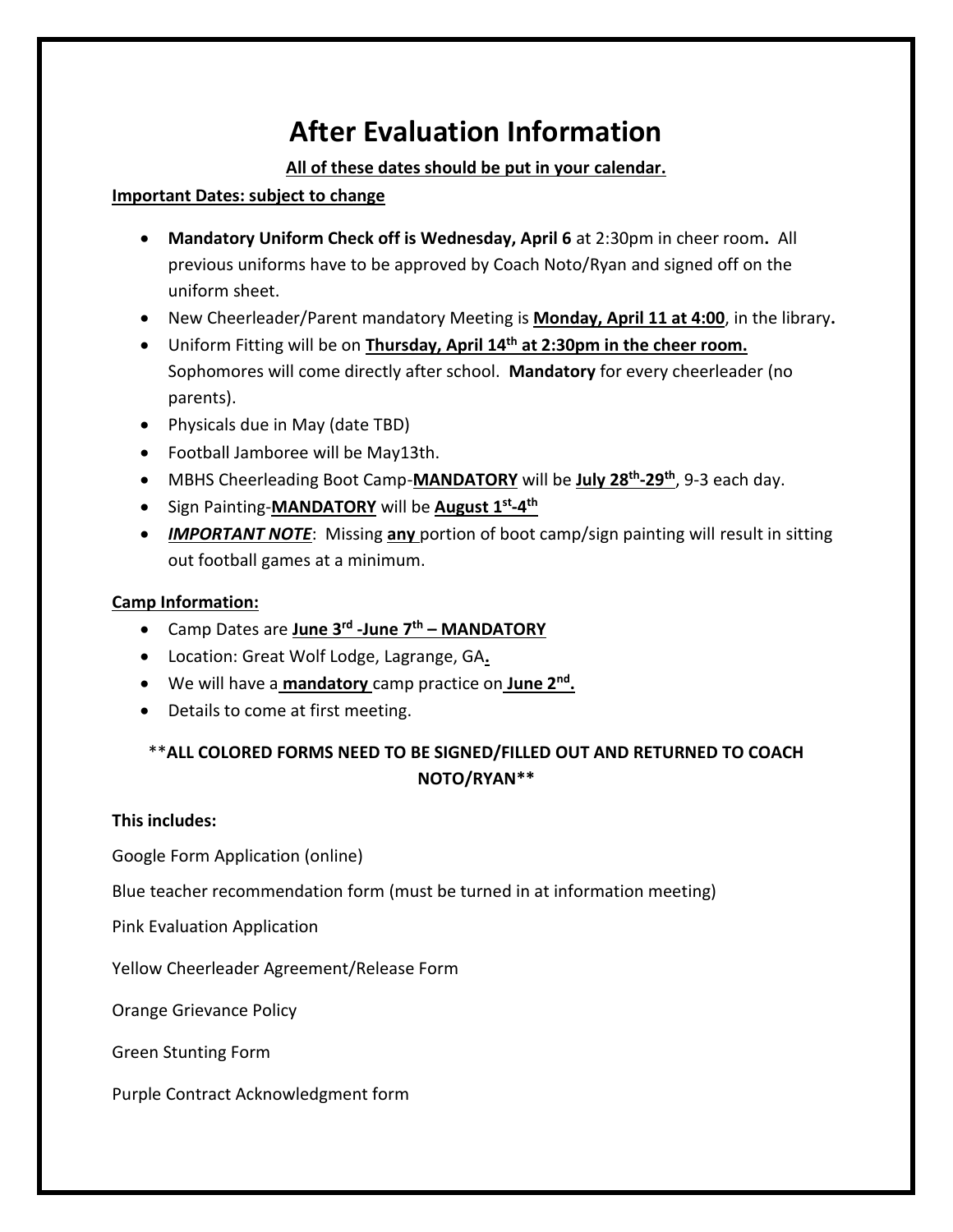# After Evaluation Information

**All of these dates should be put in your calendar.**

**Important Dates: subject to change**

- **Mandatory Uniform Check off is Wednesday, April 6** at 2:30pm in cheer room**.** All previous uniforms have to be approved by Coach Noto/Ryan and signed off on the uniform sheet.
- New Cheerleader/Parent mandatory Meeting is **Monday, April 11 at 4:00**, in the library**.**
- Uniform Fitting will be on **Thursday, April 14th at 2:30pm in the cheer room.** Sophomores will come directly after school. **Mandatory** for every cheerleader (no parents).
- Physicals due in May (date TBD)
- Football Jamboree will be May13th.
- MBHS Cheerleading Boot Camp-**MANDATORY** will be **July 28th-29th**, 9-3 each day.
- Sign Painting-**MANDATORY** will be **August 1st-4th**
- ***IMPORTANT NOTE***: Missing **any** portion of boot camp/sign painting will result in sitting out football games at a minimum.

**Camp Information:**

- Camp Dates are **June 3rd -June 7th – MANDATORY**
- Location: Great Wolf Lodge, Lagrange, GA**.**
- We will have a **mandatory** camp practice on **June 2nd.**
- Details to come at first meeting.

**ALL COLORED FORMS NEED TO BE SIGNED/FILLED OUT AND RETURNED TO COACH NOTO/RYAN**

**This includes:**

Google Form Application (online)

Blue teacher recommendation form (must be turned in at information meeting)

Pink Evaluation Application

Yellow Cheerleader Agreement/Release Form

Orange Grievance Policy

Green Stunting Form

Purple Contract Acknowledgment form